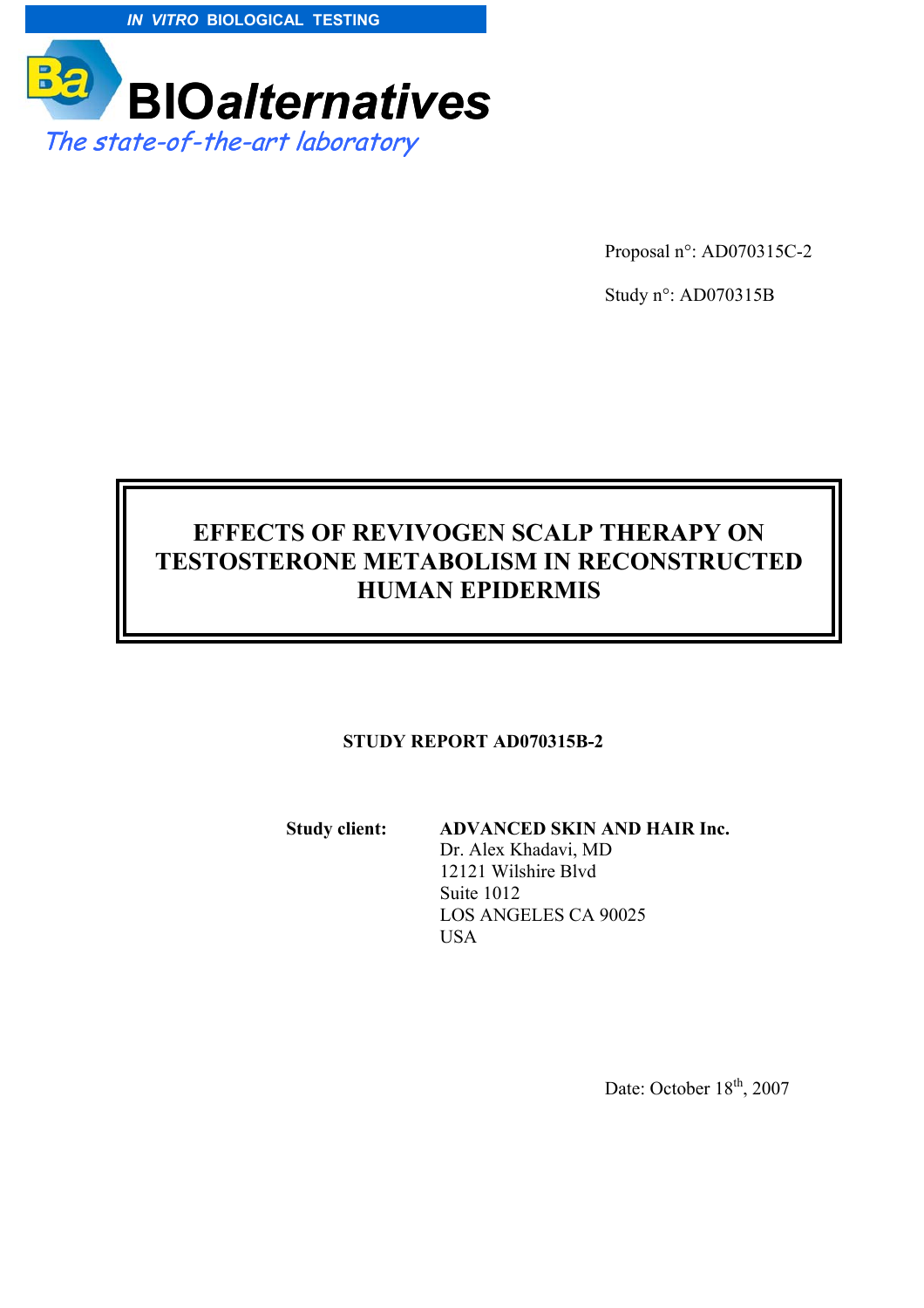***IN VITRO*** **BIOLOGICAL TESTING**

**BIO*alternatives***

*The state-of-the-art laboratory*

Proposal n°: AD070315C-2

Study n°: AD070315B

# EFFECTS OF REVIVOGEN SCALP THERAPY ON TESTOSTERONE METABOLISM IN RECONSTRUCTED HUMAN EPIDERMIS

**STUDY REPORT AD070315B-2**

**Study client:** **ADVANCED SKIN AND HAIR Inc.**
Dr. Alex Khadavi, MD
12121 Wilshire Blvd
Suite 1012
LOS ANGELES CA 90025
USA

Date: October $18^{th}$, 2007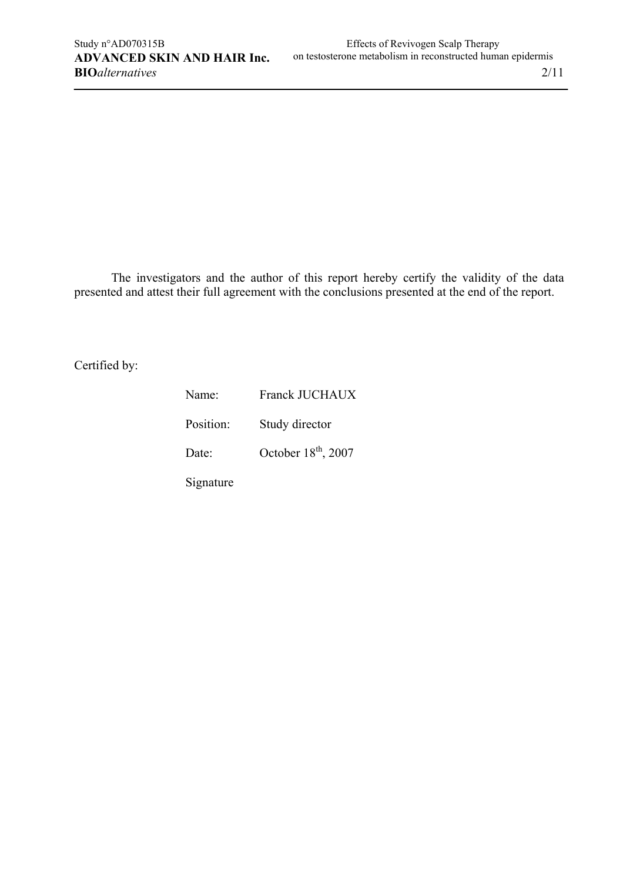The investigators and the author of this report hereby certify the validity of the data presented and attest their full agreement with the conclusions presented at the end of the report.

Certified by:

| | |
|---|---|
| Name: | Franck JUCHAUX |
| Position: | Study director |
| Date: | October 18th, 2007 |
| Signature | |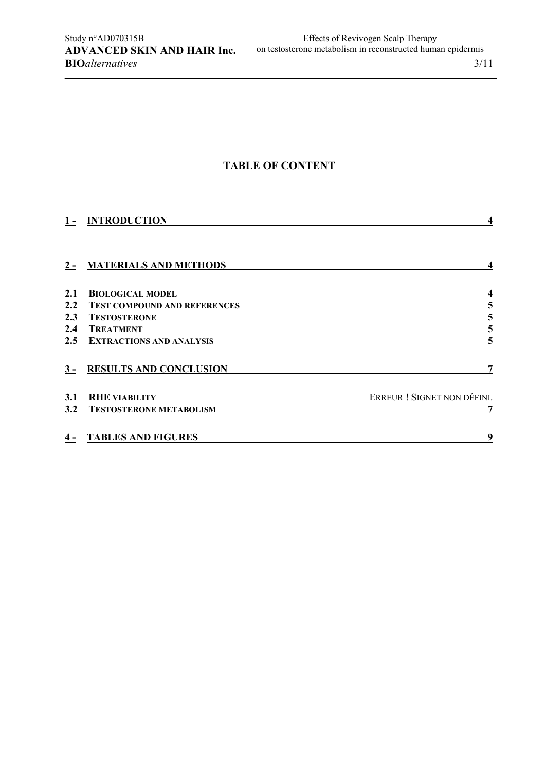# TABLE OF CONTENT

| | | |
|---|---|---|
| **1 -** | **INTRODUCTION** | **4** |
| **2 -** | **MATERIALS AND METHODS** | **4** |
| **2.1** | **BIOLOGICAL MODEL** | **4** |
| **2.2** | **TEST COMPOUND AND REFERENCES** | **5** |
| **2.3** | **TESTOSTERONE** | **5** |
| **2.4** | **TREATMENT** | **5** |
| **2.5** | **EXTRACTIONS AND ANALYSIS** | **5** |
| **3 -** | **RESULTS AND CONCLUSION** | **7** |
| **3.1** | **RHE VIABILITY** | ERREUR ! SIGNET NON DÉFINI. |
| **3.2** | **TESTOSTERONE METABOLISM** | **7** |
| **4 -** | **TABLES AND FIGURES** | **9** |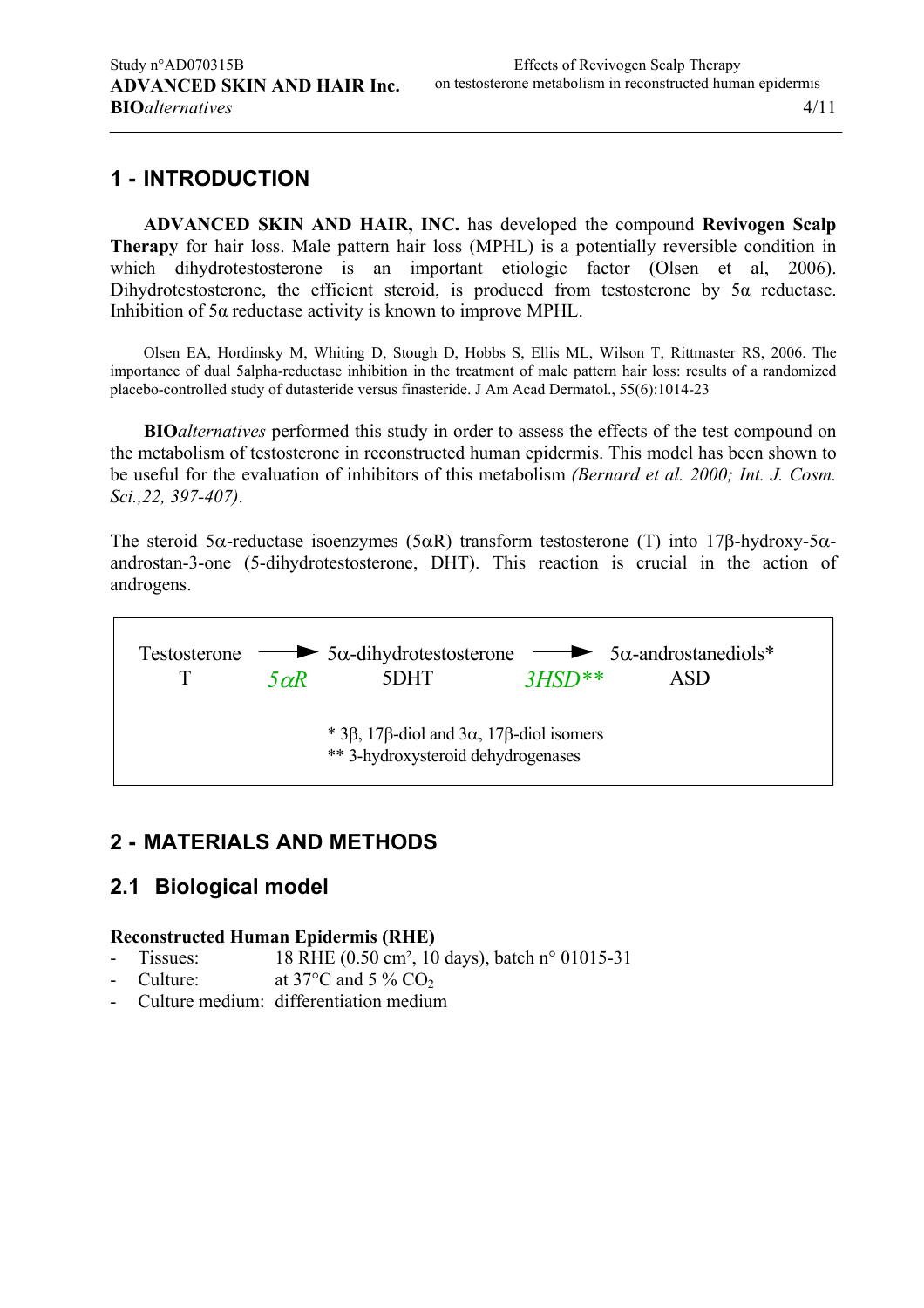## 1 - INTRODUCTION

**ADVANCED SKIN AND HAIR, INC.** has developed the compound **Revivogen Scalp Therapy** for hair loss. Male pattern hair loss (MPHL) is a potentially reversible condition in which dihydrotestosterone is an important etiologic factor (Olsen et al, 2006). Dihydrotestosterone, the efficient steroid, is produced from testosterone by 5α reductase. Inhibition of 5α reductase activity is known to improve MPHL.

Olsen EA, Hordinsky M, Whiting D, Stough D, Hobbs S, Ellis ML, Wilson T, Rittmaster RS, 2006. The importance of dual 5alpha-reductase inhibition in the treatment of male pattern hair loss: results of a randomized placebo-controlled study of dutasteride versus finasteride. J Am Acad Dermatol., 55(6):1014-23

**BIO***alternatives* performed this study in order to assess the effects of the test compound on the metabolism of testosterone in reconstructed human epidermis. This model has been shown to be useful for the evaluation of inhibitors of this metabolism *(Bernard et al. 2000; Int. J. Cosm. Sci.,22, 397-407)*.

The steroid 5α-reductase isoenzymes (5αR) transform testosterone (T) into 17β-hydroxy-5α-androstan-3-one (5-dihydrotestosterone, DHT). This reaction is crucial in the action of androgens.

Testosterone T —*5αR*→ 5α-dihydrotestosterone 5DHT —*3HSD***→ 5α-androstanediols* ASD

\* 3β, 17β-diol and 3α, 17β-diol isomers
\*\* 3-hydroxysteroid dehydrogenases

## 2 - MATERIALS AND METHODS

### 2.1 Biological model

**Reconstructed Human Epidermis (RHE)**

- Tissues: 18 RHE (0.50 cm², 10 days), batch n° 01015-31
- Culture: at 37°C and 5 % $CO_2$
- Culture medium: differentiation medium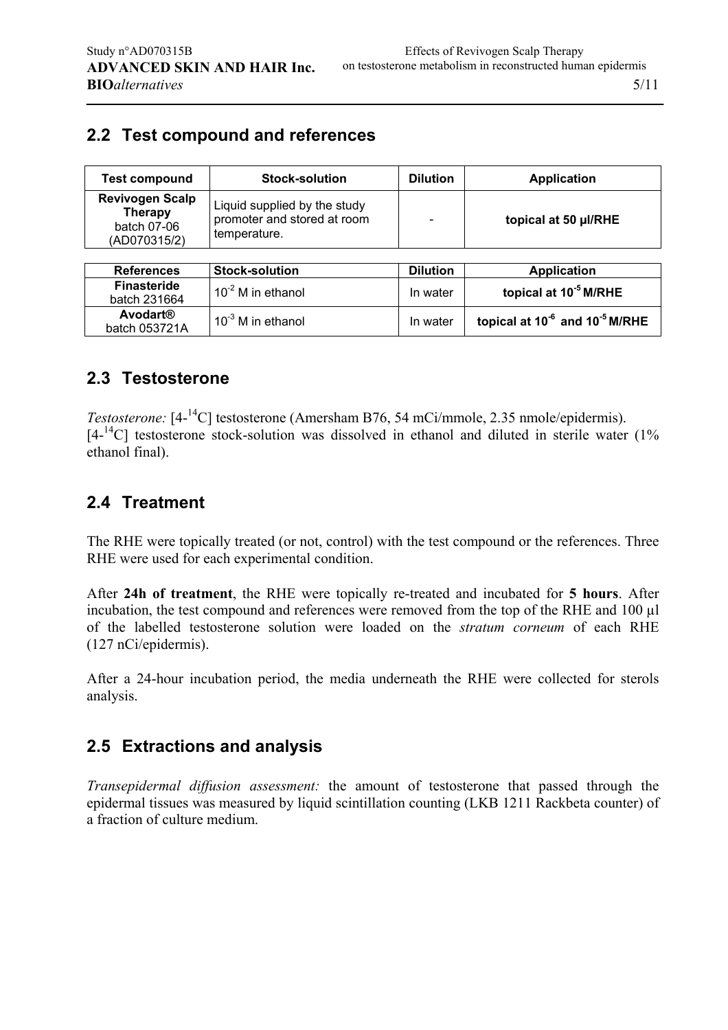## 2.2 Test compound and references

| Test compound | Stock-solution | Dilution | Application |
|---|---|---|---|
| **Revivogen Scalp Therapy** batch 07-06 (AD070315/2) | Liquid supplied by the study promoter and stored at room temperature. | - | **topical at 50 µl/RHE** |

| References | Stock-solution | Dilution | Application |
|---|---|---|---|
| **Finasteride** batch 231664 | $10^{-2}$ M in ethanol | In water | **topical at $10^{-5}$ M/RHE** |
| **Avodart®** batch 053721A | $10^{-3}$ M in ethanol | In water | **topical at $10^{-6}$ and $10^{-5}$ M/RHE** |

## 2.3 Testosterone

*Testosterone:* [4-$^{14}$C] testosterone (Amersham B76, 54 mCi/mmole, 2.35 nmole/epidermis). [4-$^{14}$C] testosterone stock-solution was dissolved in ethanol and diluted in sterile water (1% ethanol final).

## 2.4 Treatment

The RHE were topically treated (or not, control) with the test compound or the references. Three RHE were used for each experimental condition.

After **24h of treatment**, the RHE were topically re-treated and incubated for **5 hours**. After incubation, the test compound and references were removed from the top of the RHE and 100 µl of the labelled testosterone solution were loaded on the *stratum corneum* of each RHE (127 nCi/epidermis).

After a 24-hour incubation period, the media underneath the RHE were collected for sterols analysis.

## 2.5 Extractions and analysis

*Transepidermal diffusion assessment:* the amount of testosterone that passed through the epidermal tissues was measured by liquid scintillation counting (LKB 1211 Rackbeta counter) of a fraction of culture medium.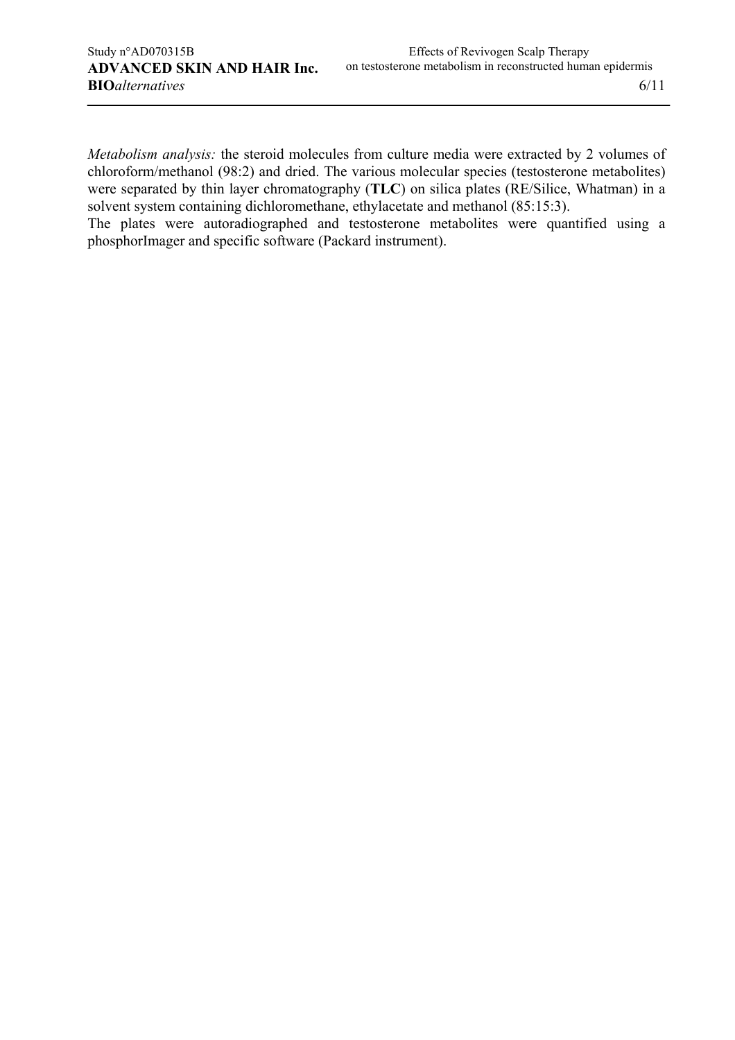*Metabolism analysis:* the steroid molecules from culture media were extracted by 2 volumes of chloroform/methanol (98:2) and dried. The various molecular species (testosterone metabolites) were separated by thin layer chromatography (**TLC**) on silica plates (RE/Silice, Whatman) in a solvent system containing dichloromethane, ethylacetate and methanol (85:15:3).

The plates were autoradiographed and testosterone metabolites were quantified using a phosphorImager and specific software (Packard instrument).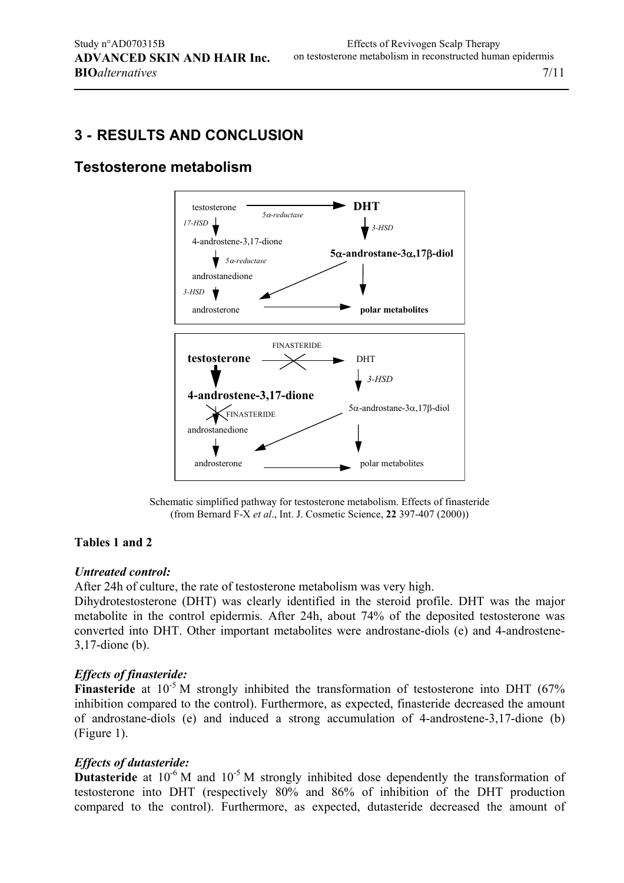# 3 - RESULTS AND CONCLUSION

## Testosterone metabolism

Schematic simplified pathway for testosterone metabolism. Effects of finasteride (from Bernard F-X *et al*., Int. J. Cosmetic Science, **22** 397-407 (2000))

**Tables 1 and 2**

***Untreated control:***

After 24h of culture, the rate of testosterone metabolism was very high.

Dihydrotestosterone (DHT) was clearly identified in the steroid profile. DHT was the major metabolite in the control epidermis. After 24h, about 74% of the deposited testosterone was converted into DHT. Other important metabolites were androstane-diols (e) and 4-androstene-3,17-dione (b).

***Effects of finasteride:***

**Finasteride** at $10^{-5}$ M strongly inhibited the transformation of testosterone into DHT (67% inhibition compared to the control). Furthermore, as expected, finasteride decreased the amount of androstane-diols (e) and induced a strong accumulation of 4-androstene-3,17-dione (b) (Figure 1).

***Effects of dutasteride:***

**Dutasteride** at $10^{-6}$ M and $10^{-5}$ M strongly inhibited dose dependently the transformation of testosterone into DHT (respectively 80% and 86% of inhibition of the DHT production compared to the control). Furthermore, as expected, dutasteride decreased the amount of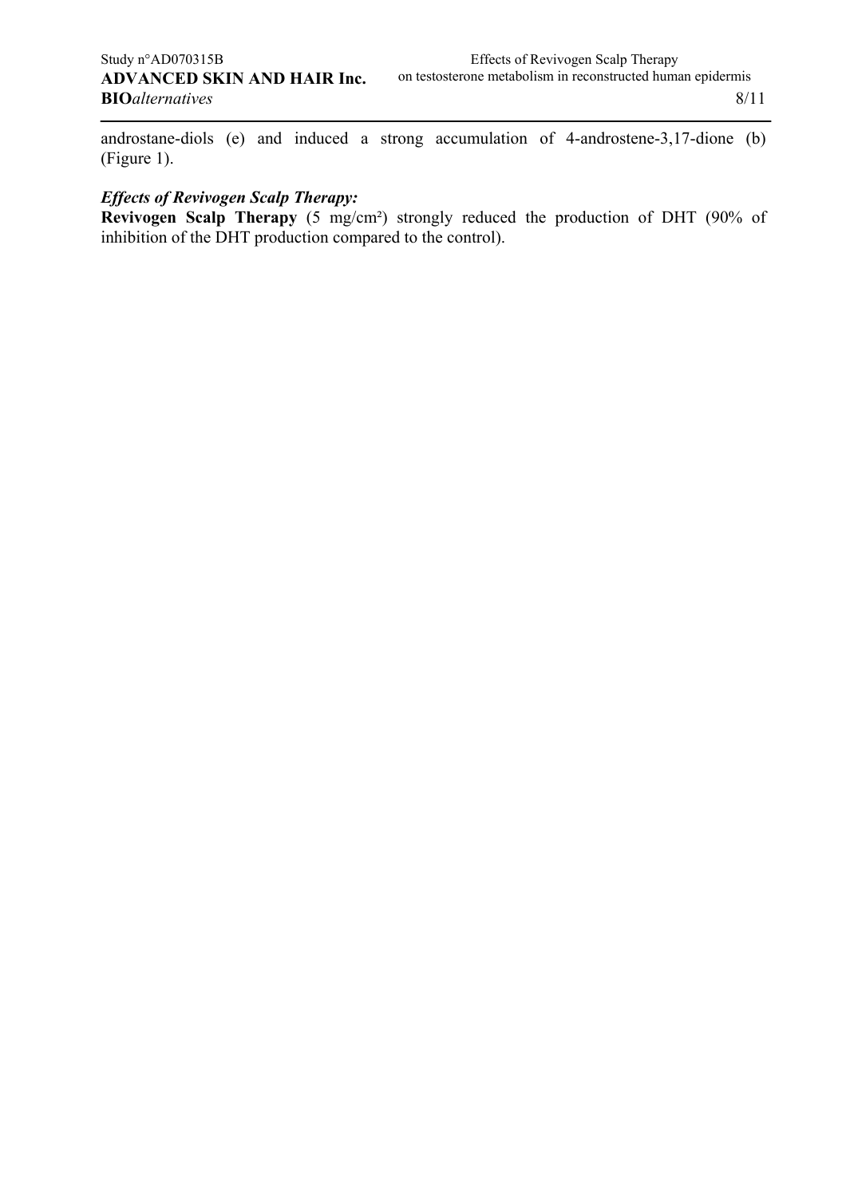androstane-diols (e) and induced a strong accumulation of 4-androstene-3,17-dione (b) (Figure 1).

***Effects of Revivogen Scalp Therapy:***

**Revivogen Scalp Therapy** (5 $mg/cm^2$) strongly reduced the production of DHT (90% of inhibition of the DHT production compared to the control).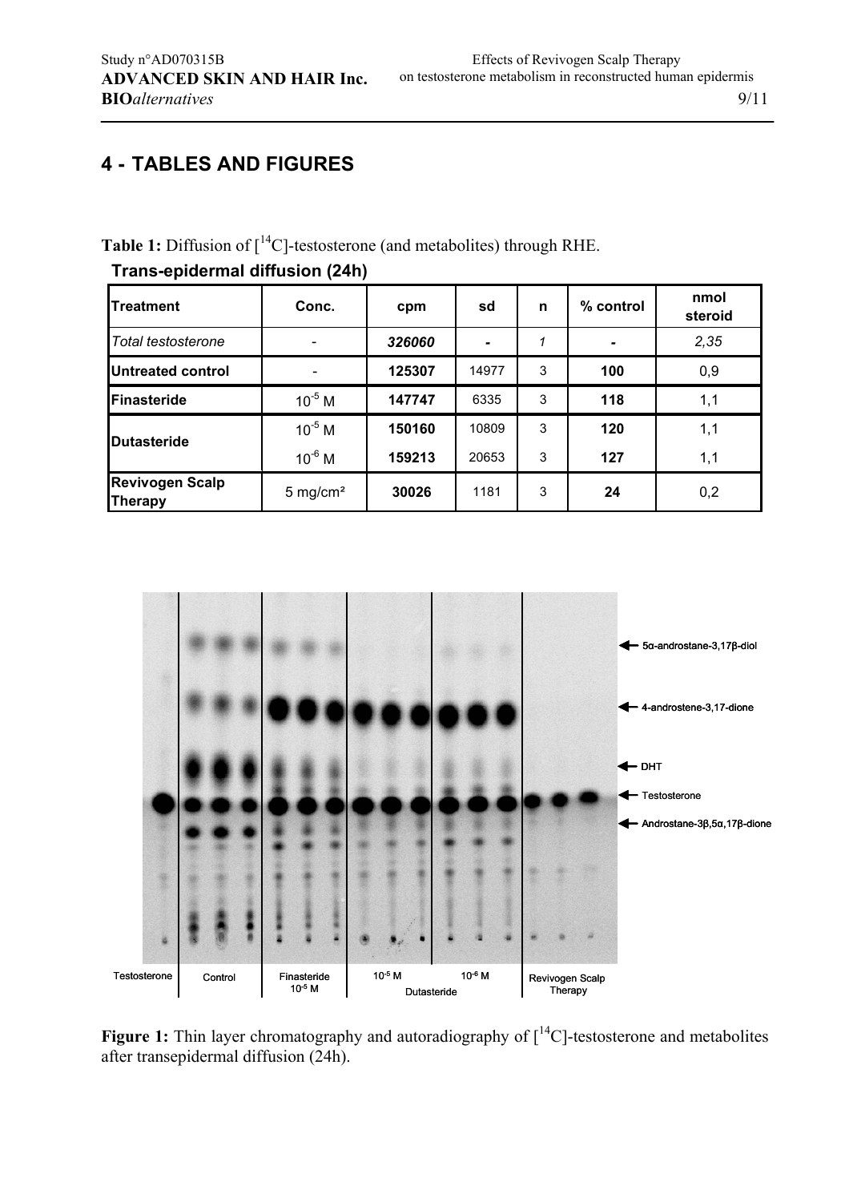## 4 - TABLES AND FIGURES

**Table 1:** Diffusion of [$^{14}$C]-testosterone (and metabolites) through RHE.

**Trans-epidermal diffusion (24h)**

| Treatment | Conc. | cpm | sd | n | % control | nmol steroid |
|---|---|---|---|---|---|---|
| *Total testosterone* | - | ***326060*** | - | *1* | - | *2,35* |
| **Untreated control** | - | **125307** | 14977 | 3 | **100** | 0,9 |
| **Finasteride** | $10^{-5}$ M | **147747** | 6335 | 3 | **118** | 1,1 |
| **Dutasteride** | $10^{-5}$ M | **150160** | 10809 | 3 | **120** | 1,1 |
| | $10^{-6}$ M | **159213** | 20653 | 3 | **127** | 1,1 |
| **Revivogen Scalp Therapy** | 5 mg/cm² | **30026** | 1181 | 3 | **24** | 0,2 |

**Figure 1:** Thin layer chromatography and autoradiography of [$^{14}$C]-testosterone and metabolites after transepidermal diffusion (24h).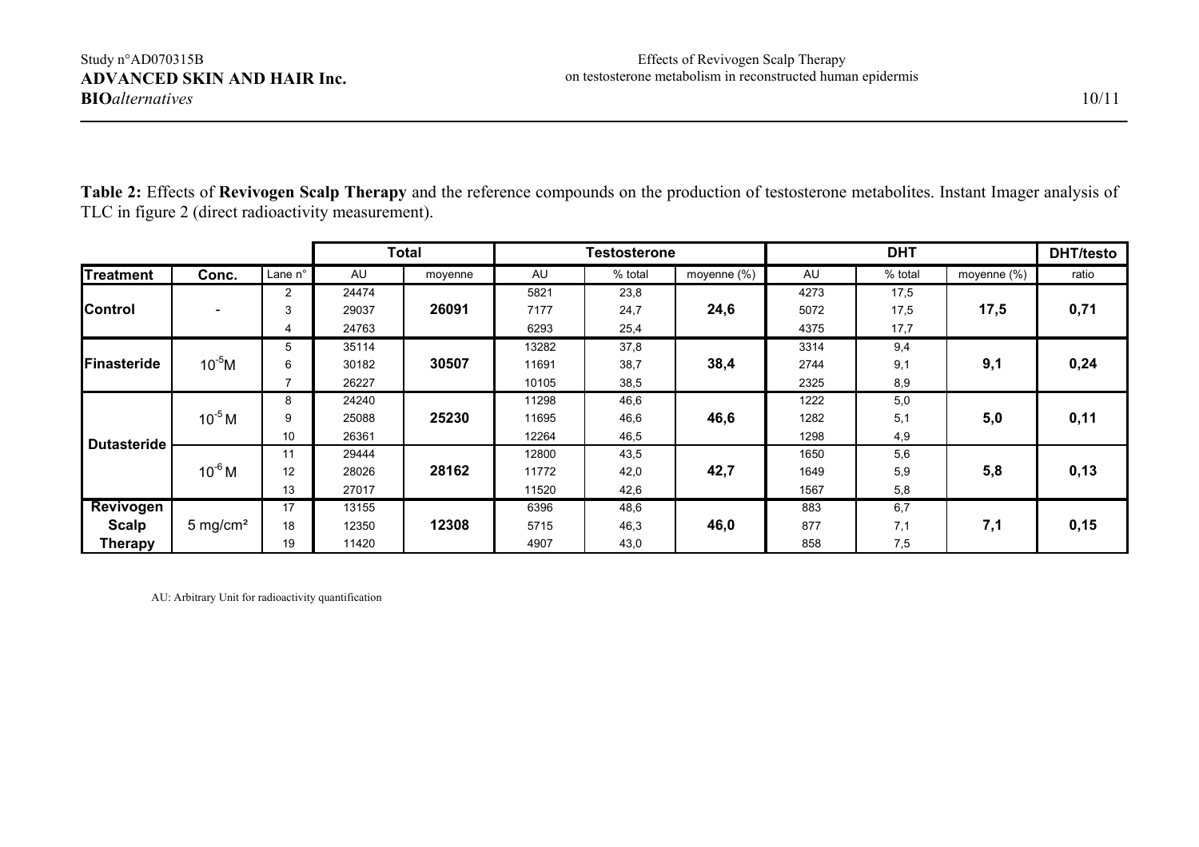**Table 2:** Effects of **Revivogen Scalp Therapy** and the reference compounds on the production of testosterone metabolites. Instant Imager analysis of TLC in figure 2 (direct radioactivity measurement).

| | | | Total | | Testosterone | | | DHT | | | DHT/testo |
|---|---|---|---|---|---|---|---|---|---|---|---|
| **Treatment** | **Conc.** | Lane n° | AU | moyenne | AU | % total | moyenne (%) | AU | % total | moyenne (%) | ratio |
| **Control** | - | 2 | 24474 | **26091** | 5821 | 23,8 | **24,6** | 4273 | 17,5 | **17,5** | **0,71** |
| | | 3 | 29037 | | 7177 | 24,7 | | 5072 | 17,5 | | |
| | | 4 | 24763 | | 6293 | 25,4 | | 4375 | 17,7 | | |
| **Finasteride** | $10^{-5}$M | 5 | 35114 | **30507** | 13282 | 37,8 | **38,4** | 3314 | 9,4 | **9,1** | **0,24** |
| | | 6 | 30182 | | 11691 | 38,7 | | 2744 | 9,1 | | |
| | | 7 | 26227 | | 10105 | 38,5 | | 2325 | 8,9 | | |
| **Dutasteride** | $10^{-5}$ M | 8 | 24240 | **25230** | 11298 | 46,6 | **46,6** | 1222 | 5,0 | **5,0** | **0,11** |
| | | 9 | 25088 | | 11695 | 46,6 | | 1282 | 5,1 | | |
| | | 10 | 26361 | | 12264 | 46,5 | | 1298 | 4,9 | | |
| | $10^{-6}$ M | 11 | 29444 | **28162** | 12800 | 43,5 | **42,7** | 1650 | 5,6 | **5,8** | **0,13** |
| | | 12 | 28026 | | 11772 | 42,0 | | 1649 | 5,9 | | |
| | | 13 | 27017 | | 11520 | 42,6 | | 1567 | 5,8 | | |
| **Revivogen Scalp Therapy** | 5 mg/cm² | 17 | 13155 | **12308** | 6396 | 48,6 | **46,0** | 883 | 6,7 | **7,1** | **0,15** |
| | | 18 | 12350 | | 5715 | 46,3 | | 877 | 7,1 | | |
| | | 19 | 11420 | | 4907 | 43,0 | | 858 | 7,5 | | |

AU: Arbitrary Unit for radioactivity quantification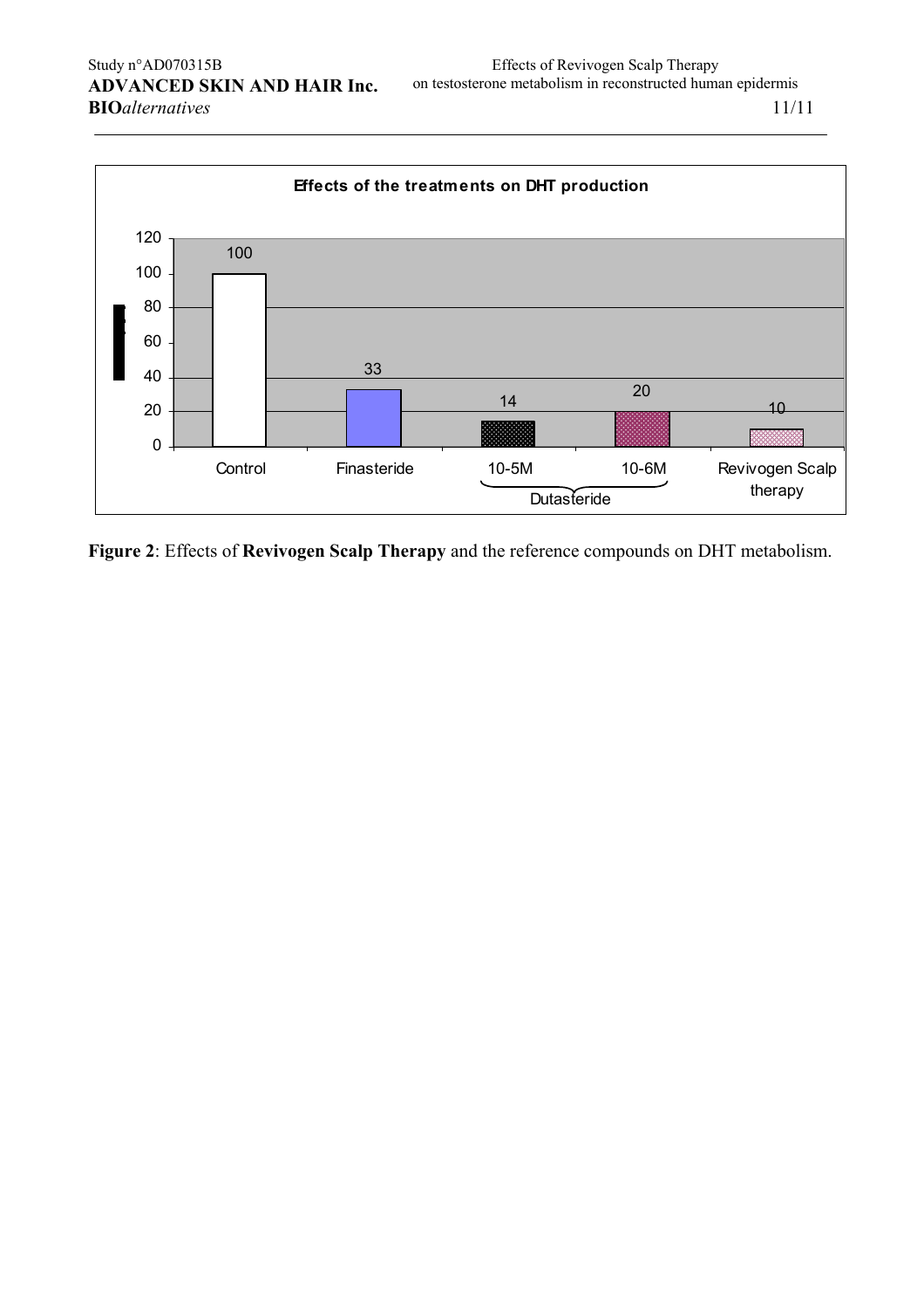Effects of the treatments on DHT production

120
100
80
60
40
20
0

100
33
14
20
10

Control
Finasteride
10-5M
10-6M
Dutasteride
Revivogen Scalp therapy

**Figure 2**: Effects of **Revivogen Scalp Therapy** and the reference compounds on DHT metabolism.